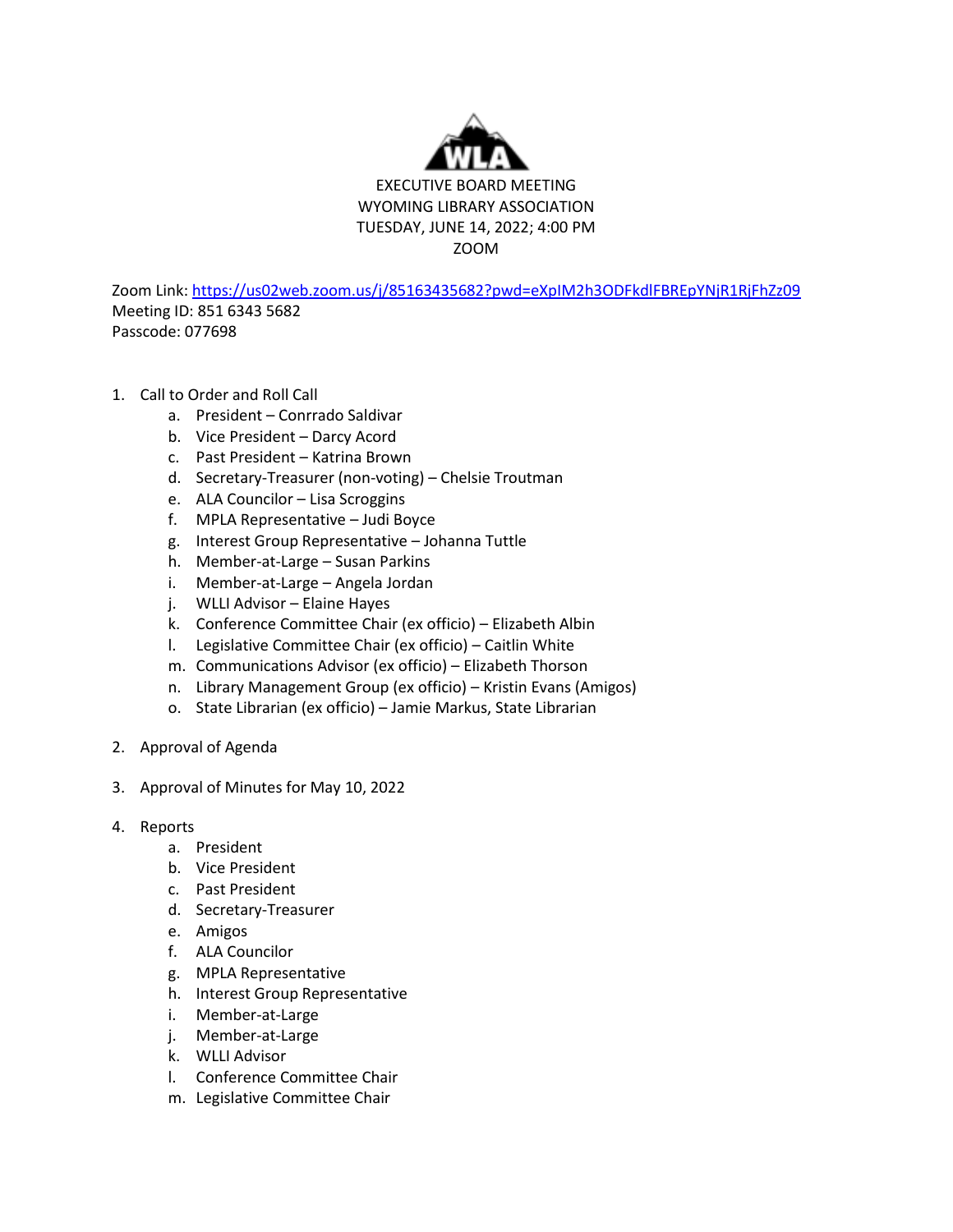# EXECUTIVE BOARD MEETING
## WYOMING LIBRARY ASSOCIATION
## TUESDAY, JUNE 14, 2022; 4:00 PM
## ZOOM

Zoom Link: https://us02web.zoom.us/j/85163435682?pwd=eXpIM2h3ODFkdlFBREpYNjR1RjFhZz09
Meeting ID: 851 6343 5682
Passcode: 077698

1. Call to Order and Roll Call
    a. President – Conrrado Saldivar
    b. Vice President – Darcy Acord
    c. Past President – Katrina Brown
    d. Secretary-Treasurer (non-voting) – Chelsie Troutman
    e. ALA Councilor – Lisa Scroggins
    f. MPLA Representative – Judi Boyce
    g. Interest Group Representative – Johanna Tuttle
    h. Member-at-Large – Susan Parkins
    i. Member-at-Large – Angela Jordan
    j. WLLI Advisor – Elaine Hayes
    k. Conference Committee Chair (ex officio) – Elizabeth Albin
    l. Legislative Committee Chair (ex officio) – Caitlin White
    m. Communications Advisor (ex officio) – Elizabeth Thorson
    n. Library Management Group (ex officio) – Kristin Evans (Amigos)
    o. State Librarian (ex officio) – Jamie Markus, State Librarian

2. Approval of Agenda

3. Approval of Minutes for May 10, 2022

4. Reports
    a. President
    b. Vice President
    c. Past President
    d. Secretary-Treasurer
    e. Amigos
    f. ALA Councilor
    g. MPLA Representative
    h. Interest Group Representative
    i. Member-at-Large
    j. Member-at-Large
    k. WLLI Advisor
    l. Conference Committee Chair
    m. Legislative Committee Chair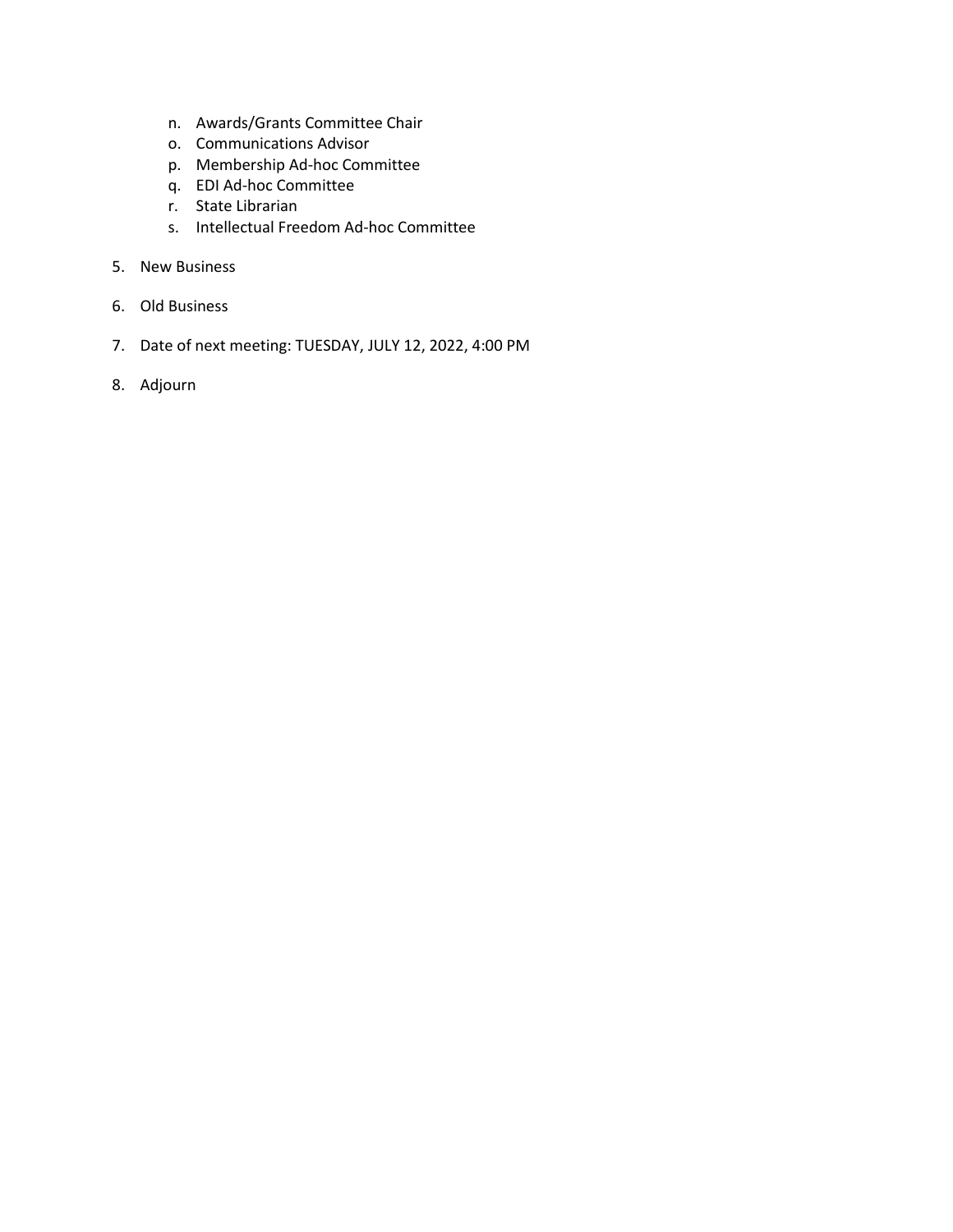n. Awards/Grants Committee Chair
o. Communications Advisor
p. Membership Ad-hoc Committee
q. EDI Ad-hoc Committee
r. State Librarian
s. Intellectual Freedom Ad-hoc Committee

5. New Business

6. Old Business

7. Date of next meeting: TUESDAY, JULY 12, 2022, 4:00 PM

8. Adjourn